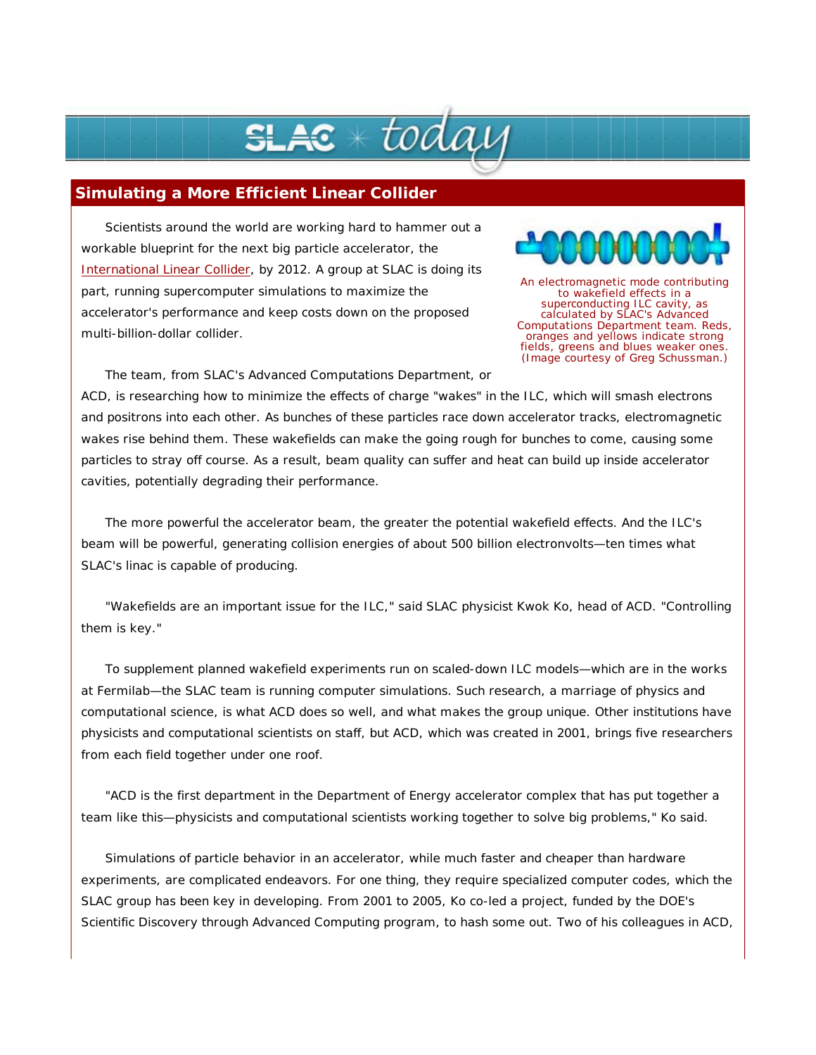# Simulating a More Efficient Linear Collider

Scientists around the world are working hard to hammer out a workable blueprint for the next big particle accelerator, the International Linear Collider, by 2012. A group at SLAC is doing its part, running supercomputer simulations to maximize the accelerator's performance and keep costs down on the proposed multi-billion-dollar collider.

An electromagnetic mode contributing to wakefield effects in a superconducting ILC cavity, as calculated by SLAC's Advanced Computations Department team. Reds, oranges and yellows indicate strong fields, greens and blues weaker ones. (Image courtesy of Greg Schussman.)

The team, from SLAC's Advanced Computations Department, or ACD, is researching how to minimize the effects of charge "wakes" in the ILC, which will smash electrons and positrons into each other. As bunches of these particles race down accelerator tracks, electromagnetic wakes rise behind them. These wakefields can make the going rough for bunches to come, causing some particles to stray off course. As a result, beam quality can suffer and heat can build up inside accelerator cavities, potentially degrading their performance.

The more powerful the accelerator beam, the greater the potential wakefield effects. And the ILC's beam will be powerful, generating collision energies of about 500 billion electronvolts—ten times what SLAC's linac is capable of producing.

"Wakefields are an important issue for the ILC," said SLAC physicist Kwok Ko, head of ACD. "Controlling them is key."

To supplement planned wakefield experiments run on scaled-down ILC models—which are in the works at Fermilab—the SLAC team is running computer simulations. Such research, a marriage of physics and computational science, is what ACD does so well, and what makes the group unique. Other institutions have physicists and computational scientists on staff, but ACD, which was created in 2001, brings five researchers from each field together under one roof.

"ACD is the first department in the Department of Energy accelerator complex that has put together a team like this—physicists and computational scientists working together to solve big problems," Ko said.

Simulations of particle behavior in an accelerator, while much faster and cheaper than hardware experiments, are complicated endeavors. For one thing, they require specialized computer codes, which the SLAC group has been key in developing. From 2001 to 2005, Ko co-led a project, funded by the DOE's Scientific Discovery through Advanced Computing program, to hash some out. Two of his colleagues in ACD,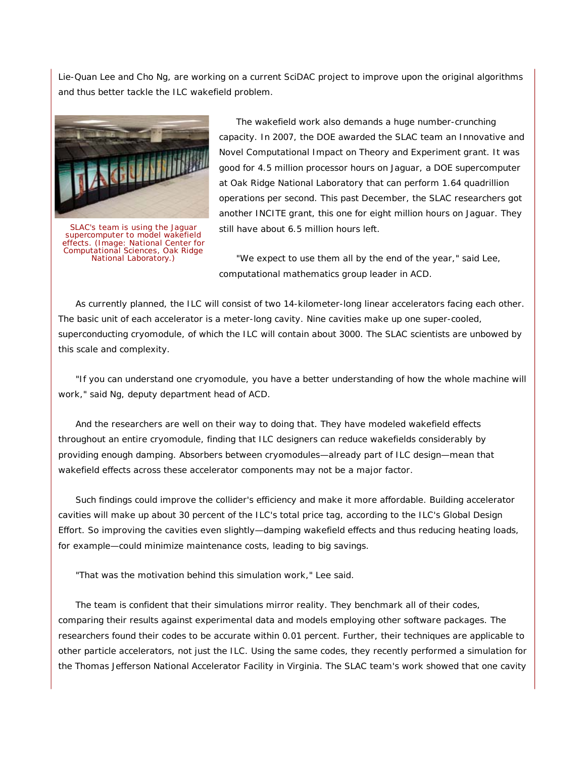Lie-Quan Lee and Cho Ng, are working on a current SciDAC project to improve upon the original algorithms and thus better tackle the ILC wakefield problem.

SLAC's team is using the Jaguar supercomputer to model wakefield effects. (Image: National Center for Computational Sciences, Oak Ridge National Laboratory.)

The wakefield work also demands a huge number-crunching capacity. In 2007, the DOE awarded the SLAC team an Innovative and Novel Computational Impact on Theory and Experiment grant. It was good for 4.5 million processor hours on Jaguar, a DOE supercomputer at Oak Ridge National Laboratory that can perform 1.64 quadrillion operations per second. This past December, the SLAC researchers got another INCITE grant, this one for eight million hours on Jaguar. They still have about 6.5 million hours left.

"We expect to use them all by the end of the year," said Lee, computational mathematics group leader in ACD.

As currently planned, the ILC will consist of two 14-kilometer-long linear accelerators facing each other. The basic unit of each accelerator is a meter-long cavity. Nine cavities make up one super-cooled, superconducting cryomodule, of which the ILC will contain about 3000. The SLAC scientists are unbowed by this scale and complexity.

"If you can understand one cryomodule, you have a better understanding of how the whole machine will work," said Ng, deputy department head of ACD.

And the researchers are well on their way to doing that. They have modeled wakefield effects throughout an entire cryomodule, finding that ILC designers can reduce wakefields considerably by providing enough damping. Absorbers between cryomodules—already part of ILC design—mean that wakefield effects across these accelerator components may not be a major factor.

Such findings could improve the collider's efficiency and make it more affordable. Building accelerator cavities will make up about 30 percent of the ILC's total price tag, according to the ILC's Global Design Effort. So improving the cavities even slightly—damping wakefield effects and thus reducing heating loads, for example—could minimize maintenance costs, leading to big savings.

"That was the motivation behind this simulation work," Lee said.

The team is confident that their simulations mirror reality. They benchmark all of their codes, comparing their results against experimental data and models employing other software packages. The researchers found their codes to be accurate within 0.01 percent. Further, their techniques are applicable to other particle accelerators, not just the ILC. Using the same codes, they recently performed a simulation for the Thomas Jefferson National Accelerator Facility in Virginia. The SLAC team's work showed that one cavity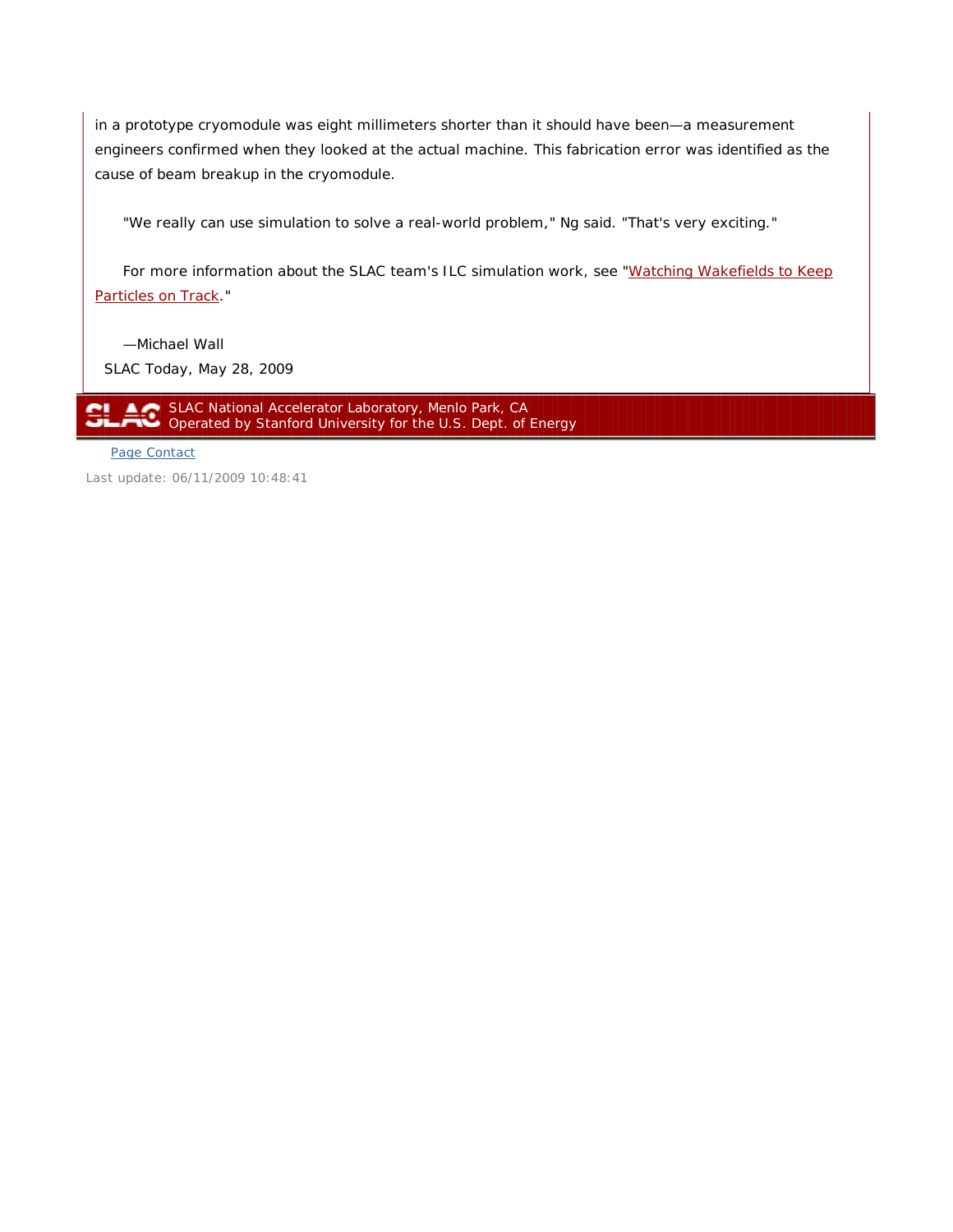in a prototype cryomodule was eight millimeters shorter than it should have been—a measurement engineers confirmed when they looked at the actual machine. This fabrication error was identified as the cause of beam breakup in the cryomodule.

"We really can use simulation to solve a real-world problem," Ng said. "That's very exciting."

For more information about the SLAC team's ILC simulation work, see "Watching Wakefields to Keep Particles on Track."

—Michael Wall

SLAC Today, May 28, 2009

SLAC National Accelerator Laboratory, Menlo Park, CA
Operated by Stanford University for the U.S. Dept. of Energy

Page Contact

Last update: 06/11/2009 10:48:41